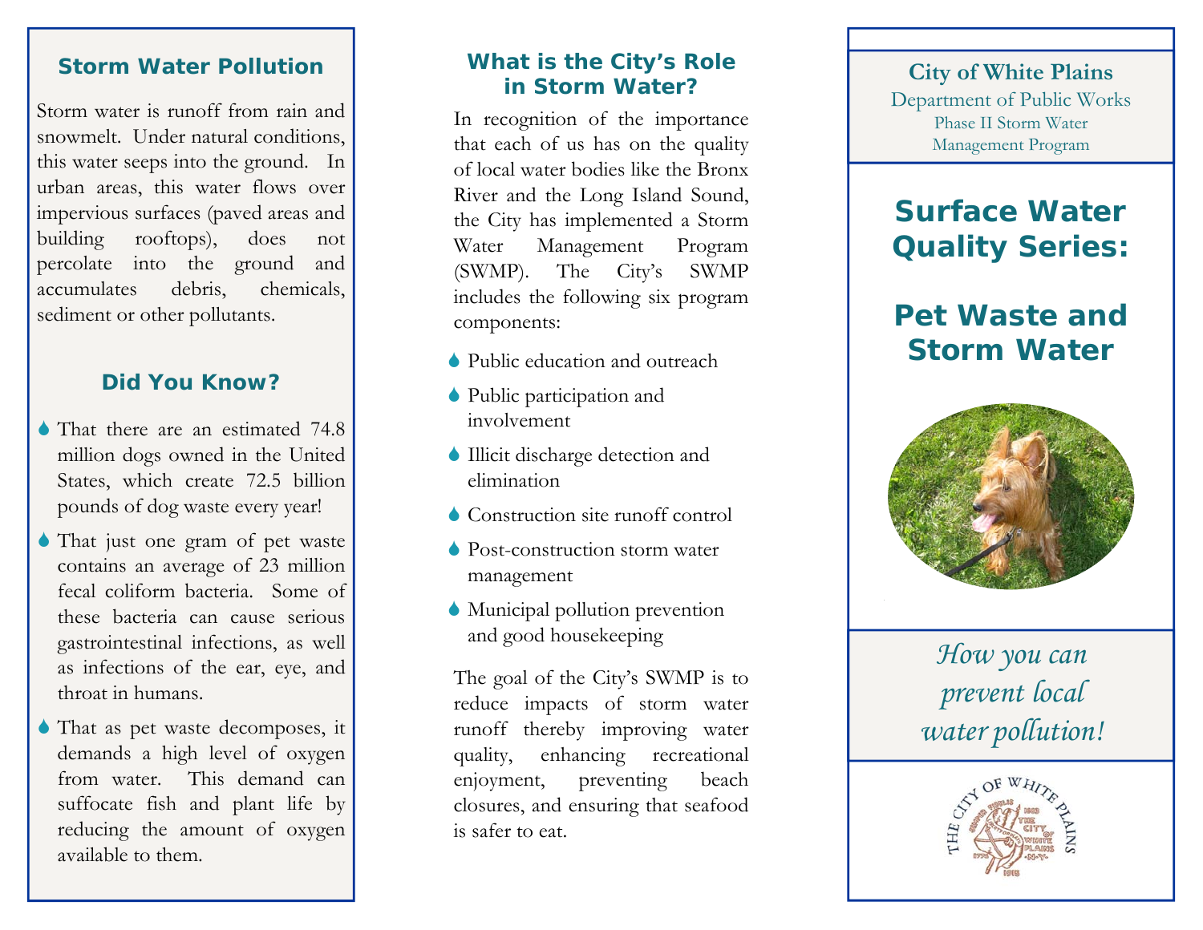## Storm Water Pollution

Storm water is runoff from rain and snowmelt. Under natural conditions, this water seeps into the ground. In urban areas, this water flows over impervious surfaces (paved areas and building rooftops), does not percolate into the ground and accumulates debris, chemicals, sediment or other pollutants.

## Did You Know?

- That there are an estimated 74.8 million dogs owned in the United States, which create 72.5 billion pounds of dog waste every year!
- That just one gram of pet waste contains an average of 23 million fecal coliform bacteria. Some of these bacteria can cause serious gastrointestinal infections, as well as infections of the ear, eye, and throat in humans.
- That as pet waste decomposes, it demands a high level of oxygen from water. This demand can suffocate fish and plant life by reducing the amount of oxygen available to them.

## What is the City's Role in Storm Water?

In recognition of the importance that each of us has on the quality of local water bodies like the Bronx River and the Long Island Sound, the City has implemented a Storm Water Management Program (SWMP). The City's SWMP includes the following six program components:

- Public education and outreach
- Public participation and involvement
- Illicit discharge detection and elimination
- Construction site runoff control
- Post-construction storm water management
- Municipal pollution prevention and good housekeeping

The goal of the City's SWMP is to reduce impacts of storm water runoff thereby improving water quality, enhancing recreational enjoyment, preventing beach closures, and ensuring that seafood is safer to eat.

**City of White Plains**
Department of Public Works
Phase II Storm Water Management Program

# Surface Water Quality Series:

# Pet Waste and Storm Water

*How you can prevent local water pollution!*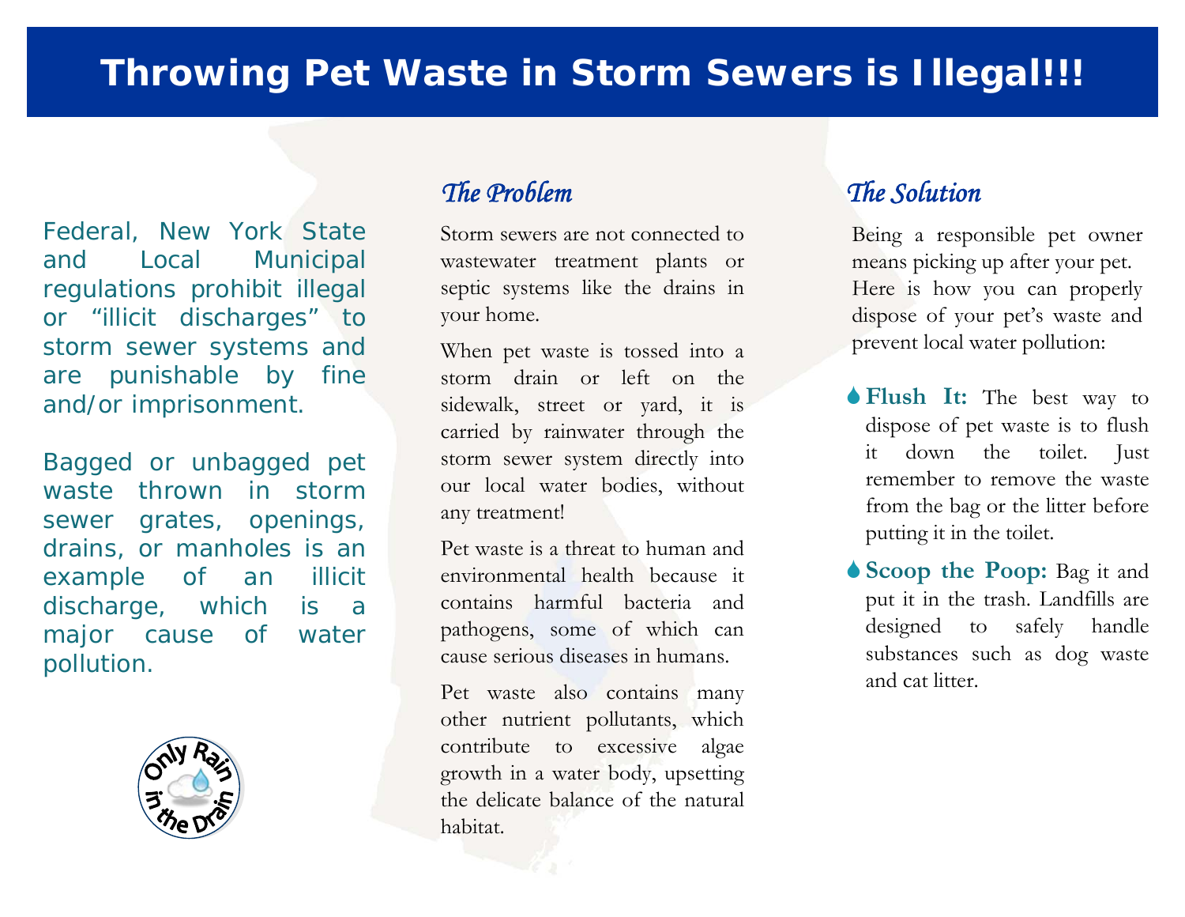# Throwing Pet Waste in Storm Sewers is Illegal!!!

Federal, New York State and Local Municipal regulations prohibit illegal or "illicit discharges" to storm sewer systems and are punishable by fine and/or imprisonment.

Bagged or unbagged pet waste thrown in storm sewer grates, openings, drains, or manholes is an example of an illicit discharge, which is a major cause of water pollution.

Only Rain in the Drain

## *The Problem*

Storm sewers are not connected to wastewater treatment plants or septic systems like the drains in your home.

When pet waste is tossed into a storm drain or left on the sidewalk, street or yard, it is carried by rainwater through the storm sewer system directly into our local water bodies, without any treatment!

Pet waste is a threat to human and environmental health because it contains harmful bacteria and pathogens, some of which can cause serious diseases in humans.

Pet waste also contains many other nutrient pollutants, which contribute to excessive algae growth in a water body, upsetting the delicate balance of the natural habitat.

## *The Solution*

Being a responsible pet owner means picking up after your pet. Here is how you can properly dispose of your pet's waste and prevent local water pollution:

- **Flush It:** The best way to dispose of pet waste is to flush it down the toilet. Just remember to remove the waste from the bag or the litter before putting it in the toilet.
- **Scoop the Poop:** Bag it and put it in the trash. Landfills are designed to safely handle substances such as dog waste and cat litter.